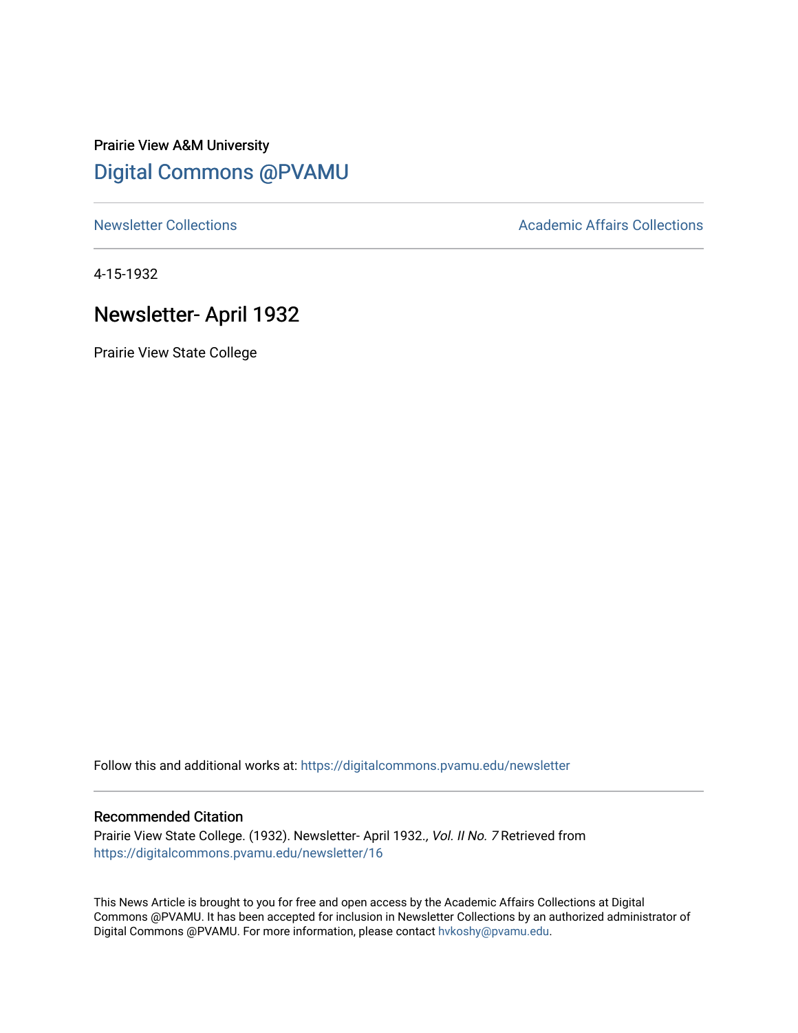Prairie View A&M University

## Digital Commons @PVAMU

Newsletter Collections

Academic Affairs Collections

4-15-1932

# Newsletter- April 1932

Prairie View State College

Follow this and additional works at: https://digitalcommons.pvamu.edu/newsletter

### Recommended Citation

Prairie View State College. (1932). Newsletter- April 1932., *Vol. II No. 7* Retrieved from https://digitalcommons.pvamu.edu/newsletter/16

This News Article is brought to you for free and open access by the Academic Affairs Collections at Digital Commons @PVAMU. It has been accepted for inclusion in Newsletter Collections by an authorized administrator of Digital Commons @PVAMU. For more information, please contact hvkoshy@pvamu.edu.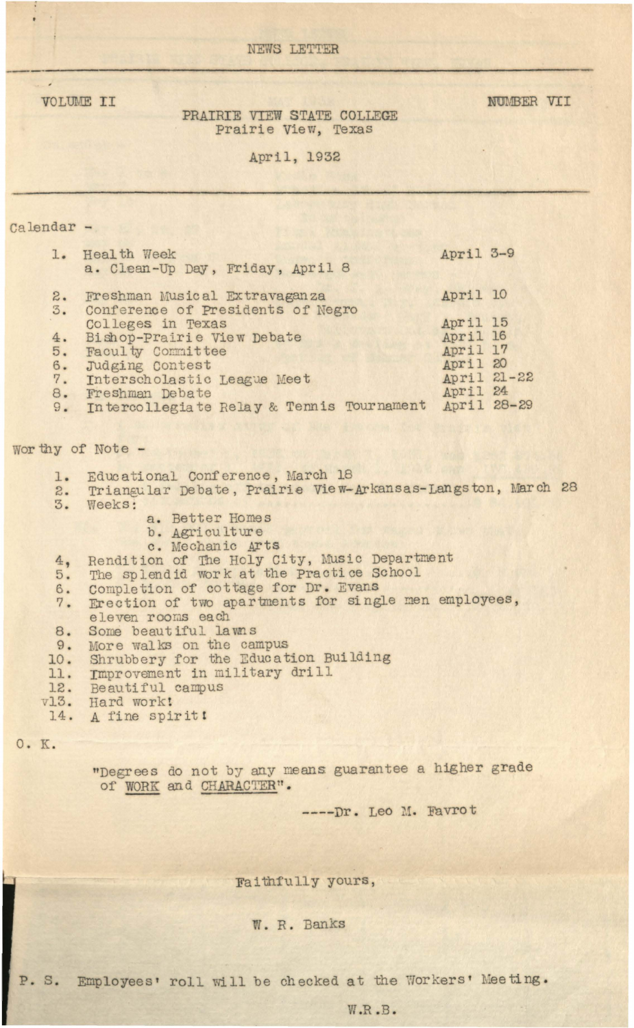NEWS LETTER

VOLUME II — NUMBER VII

PRAIRIE VIEW STATE COLLEGE
Prairie View, Texas

April, 1932

---

Calendar -

| | | |
|---|---|---|
| 1. | Health Week | April 3-9 |
| | a. Clean-Up Day, Friday, April 8 | |
| 2. | Freshman Musical Extravaganza | April 10 |
| 3. | Conference of Presidents of Negro Colleges in Texas | April 15 |
| 4. | Bishop-Prairie View Debate | April 16 |
| 5. | Faculty Committee | April 17 |
| 6. | Judging Contest | April 20 |
| 7. | Interscholastic League Meet | April 21-22 |
| 8. | Freshman Debate | April 24 |
| 9. | Intercollegiate Relay & Tennis Tournament | April 28-29 |

Worthy of Note -

1. Educational Conference, March 18
2. Triangular Debate, Prairie View-Arkansas-Langston, March 28
3. Weeks:
   a. Better Homes
   b. Agriculture
   c. Mechanic Arts
4. Rendition of The Holy City, Music Department
5. The splendid work at the Practice School
6. Completion of cottage for Dr. Evans
7. Erection of two apartments for single men employees, eleven rooms each
8. Some beautiful lawns
9. More walks on the campus
10. Shrubbery for the Education Building
11. Improvement in military drill
12. Beautiful campus
13. Hard work!
14. A fine spirit!

O. K.

"Degrees do not by any means guarantee a higher grade of WORK and CHARACTER".

----Dr. Leo M. Favrot

Faithfully yours,

W. R. Banks

P. S. Employees' roll will be checked at the Workers' Meeting.

W.R.B.